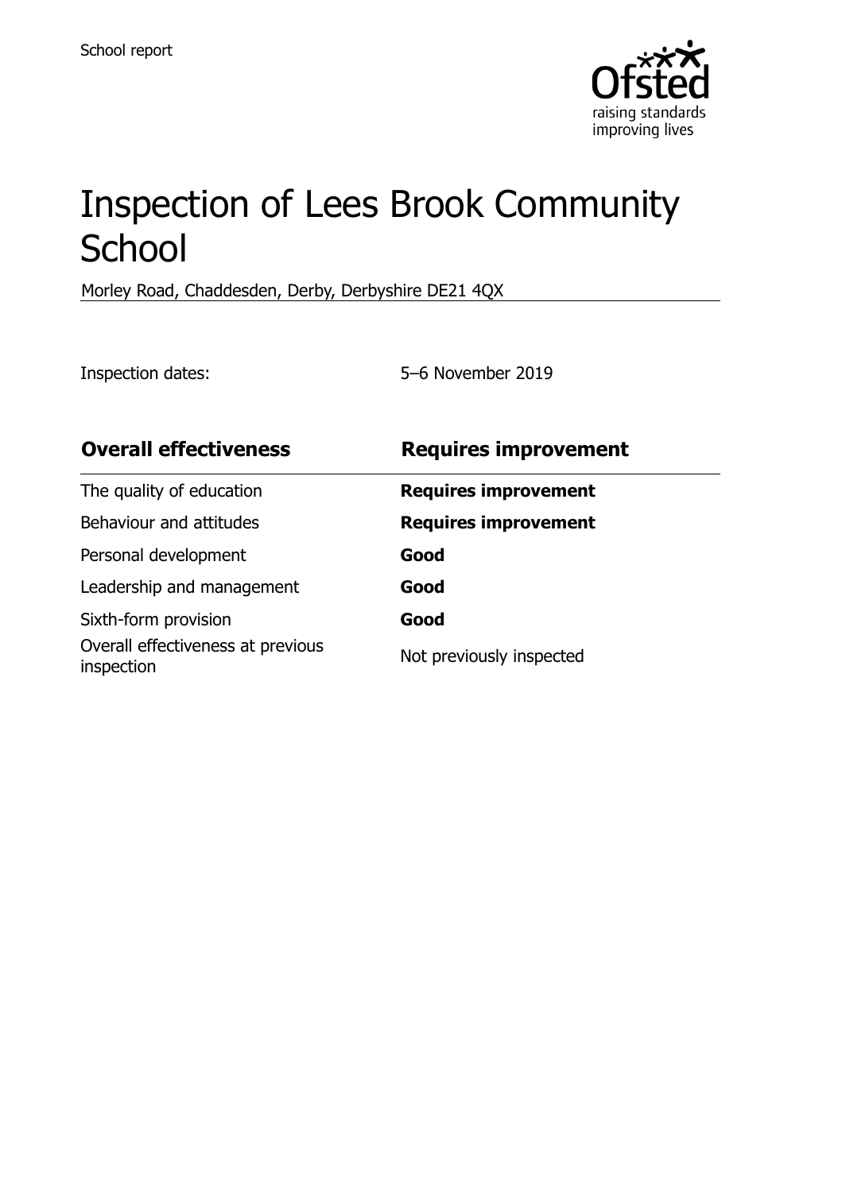School report

# Inspection of Lees Brook Community School

Morley Road, Chaddesden, Derby, Derbyshire DE21 4QX

Inspection dates: 5–6 November 2019

| **Overall effectiveness** | **Requires improvement** |
| --- | --- |
| The quality of education | **Requires improvement** |
| Behaviour and attitudes | **Requires improvement** |
| Personal development | **Good** |
| Leadership and management | **Good** |
| Sixth-form provision | **Good** |
| Overall effectiveness at previous inspection | Not previously inspected |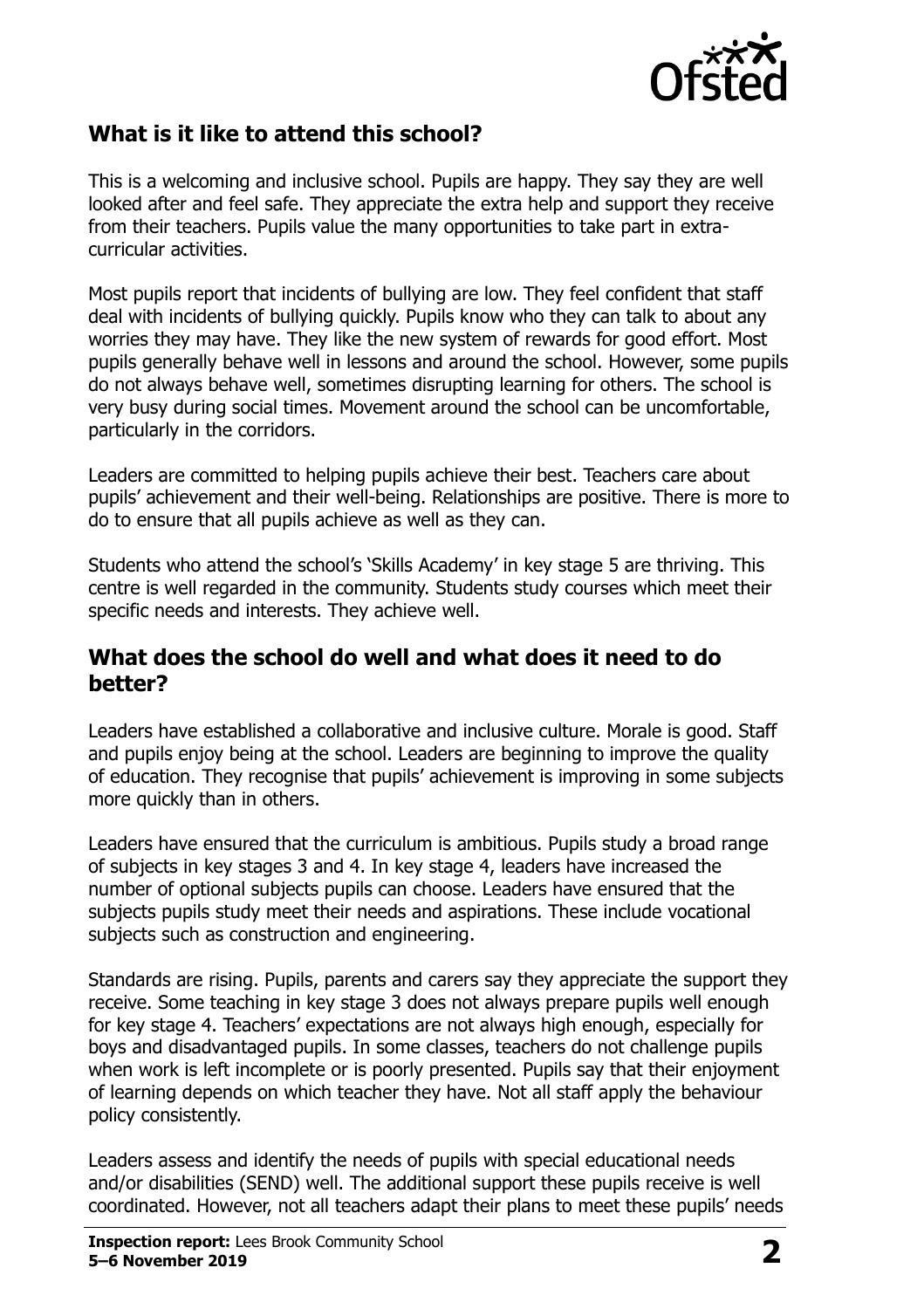## What is it like to attend this school?

This is a welcoming and inclusive school. Pupils are happy. They say they are well looked after and feel safe. They appreciate the extra help and support they receive from their teachers. Pupils value the many opportunities to take part in extra-curricular activities.

Most pupils report that incidents of bullying are low. They feel confident that staff deal with incidents of bullying quickly. Pupils know who they can talk to about any worries they may have. They like the new system of rewards for good effort. Most pupils generally behave well in lessons and around the school. However, some pupils do not always behave well, sometimes disrupting learning for others. The school is very busy during social times. Movement around the school can be uncomfortable, particularly in the corridors.

Leaders are committed to helping pupils achieve their best. Teachers care about pupils' achievement and their well-being. Relationships are positive. There is more to do to ensure that all pupils achieve as well as they can.

Students who attend the school's 'Skills Academy' in key stage 5 are thriving. This centre is well regarded in the community. Students study courses which meet their specific needs and interests. They achieve well.

## What does the school do well and what does it need to do better?

Leaders have established a collaborative and inclusive culture. Morale is good. Staff and pupils enjoy being at the school. Leaders are beginning to improve the quality of education. They recognise that pupils' achievement is improving in some subjects more quickly than in others.

Leaders have ensured that the curriculum is ambitious. Pupils study a broad range of subjects in key stages 3 and 4. In key stage 4, leaders have increased the number of optional subjects pupils can choose. Leaders have ensured that the subjects pupils study meet their needs and aspirations. These include vocational subjects such as construction and engineering.

Standards are rising. Pupils, parents and carers say they appreciate the support they receive. Some teaching in key stage 3 does not always prepare pupils well enough for key stage 4. Teachers' expectations are not always high enough, especially for boys and disadvantaged pupils. In some classes, teachers do not challenge pupils when work is left incomplete or is poorly presented. Pupils say that their enjoyment of learning depends on which teacher they have. Not all staff apply the behaviour policy consistently.

Leaders assess and identify the needs of pupils with special educational needs and/or disabilities (SEND) well. The additional support these pupils receive is well coordinated. However, not all teachers adapt their plans to meet these pupils' needs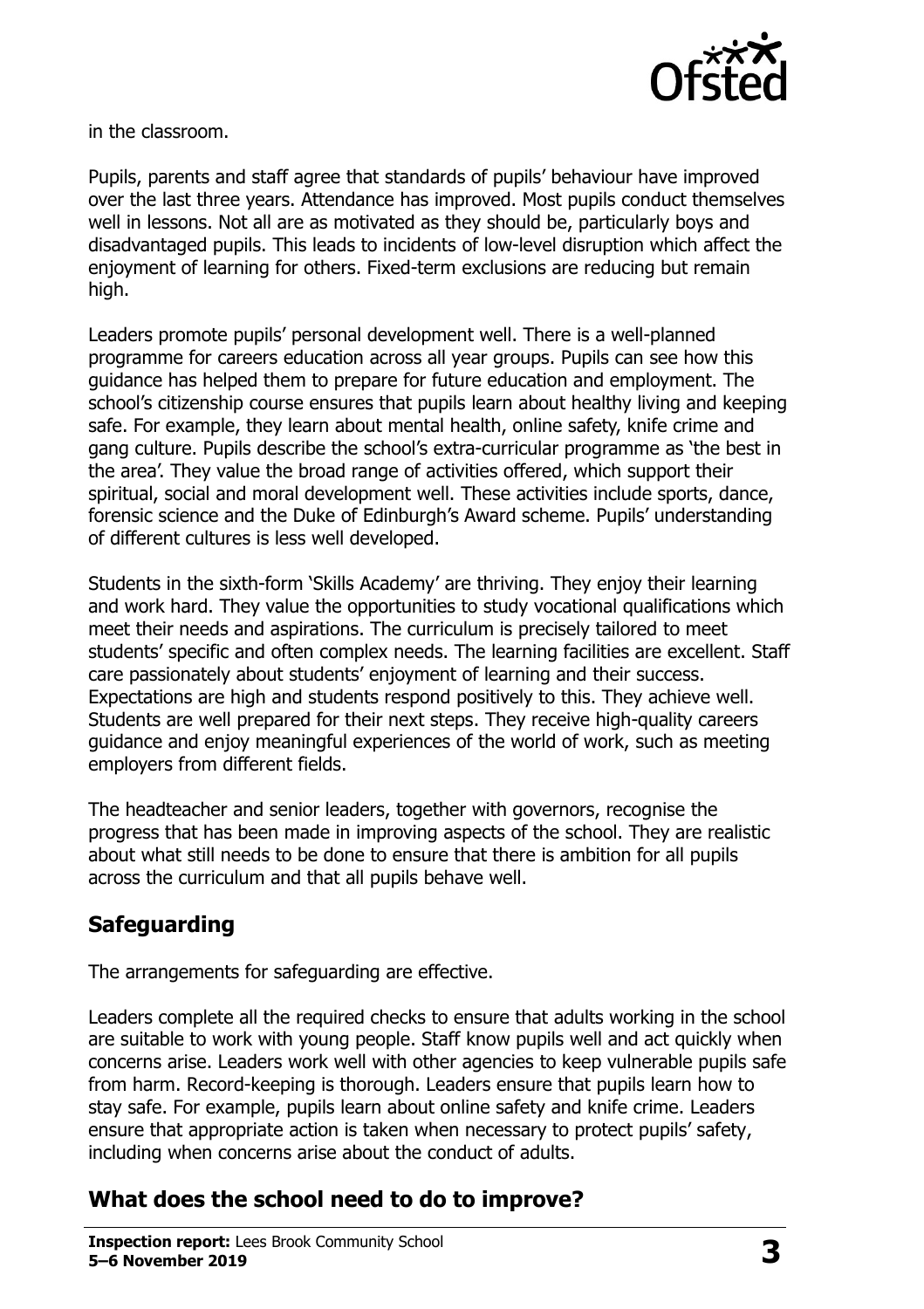in the classroom.

Pupils, parents and staff agree that standards of pupils' behaviour have improved over the last three years. Attendance has improved. Most pupils conduct themselves well in lessons. Not all are as motivated as they should be, particularly boys and disadvantaged pupils. This leads to incidents of low-level disruption which affect the enjoyment of learning for others. Fixed-term exclusions are reducing but remain high.

Leaders promote pupils' personal development well. There is a well-planned programme for careers education across all year groups. Pupils can see how this guidance has helped them to prepare for future education and employment. The school's citizenship course ensures that pupils learn about healthy living and keeping safe. For example, they learn about mental health, online safety, knife crime and gang culture. Pupils describe the school's extra-curricular programme as 'the best in the area'. They value the broad range of activities offered, which support their spiritual, social and moral development well. These activities include sports, dance, forensic science and the Duke of Edinburgh's Award scheme. Pupils' understanding of different cultures is less well developed.

Students in the sixth-form 'Skills Academy' are thriving. They enjoy their learning and work hard. They value the opportunities to study vocational qualifications which meet their needs and aspirations. The curriculum is precisely tailored to meet students' specific and often complex needs. The learning facilities are excellent. Staff care passionately about students' enjoyment of learning and their success. Expectations are high and students respond positively to this. They achieve well. Students are well prepared for their next steps. They receive high-quality careers guidance and enjoy meaningful experiences of the world of work, such as meeting employers from different fields.

The headteacher and senior leaders, together with governors, recognise the progress that has been made in improving aspects of the school. They are realistic about what still needs to be done to ensure that there is ambition for all pupils across the curriculum and that all pupils behave well.

## Safeguarding

The arrangements for safeguarding are effective.

Leaders complete all the required checks to ensure that adults working in the school are suitable to work with young people. Staff know pupils well and act quickly when concerns arise. Leaders work well with other agencies to keep vulnerable pupils safe from harm. Record-keeping is thorough. Leaders ensure that pupils learn how to stay safe. For example, pupils learn about online safety and knife crime. Leaders ensure that appropriate action is taken when necessary to protect pupils' safety, including when concerns arise about the conduct of adults.

## What does the school need to do to improve?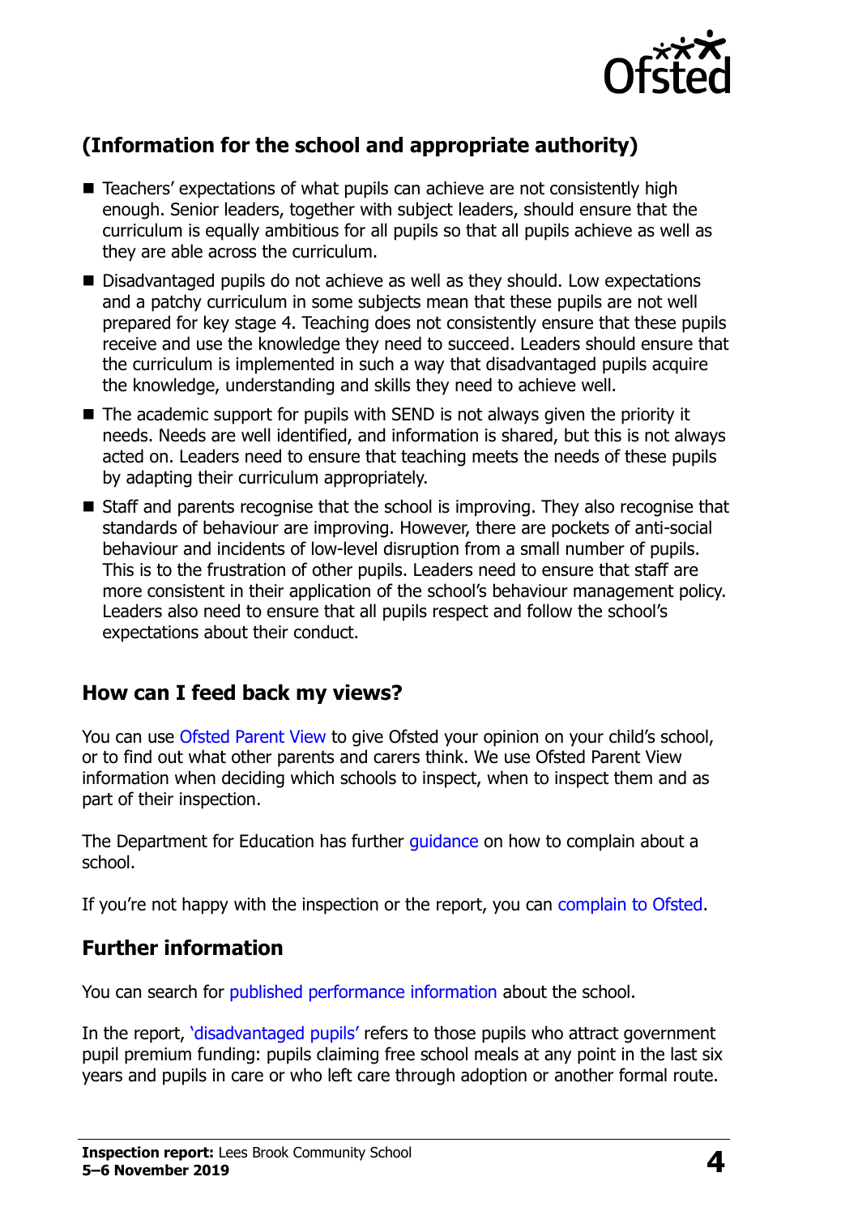## (Information for the school and appropriate authority)

- Teachers' expectations of what pupils can achieve are not consistently high enough. Senior leaders, together with subject leaders, should ensure that the curriculum is equally ambitious for all pupils so that all pupils achieve as well as they are able across the curriculum.
- Disadvantaged pupils do not achieve as well as they should. Low expectations and a patchy curriculum in some subjects mean that these pupils are not well prepared for key stage 4. Teaching does not consistently ensure that these pupils receive and use the knowledge they need to succeed. Leaders should ensure that the curriculum is implemented in such a way that disadvantaged pupils acquire the knowledge, understanding and skills they need to achieve well.
- The academic support for pupils with SEND is not always given the priority it needs. Needs are well identified, and information is shared, but this is not always acted on. Leaders need to ensure that teaching meets the needs of these pupils by adapting their curriculum appropriately.
- Staff and parents recognise that the school is improving. They also recognise that standards of behaviour are improving. However, there are pockets of anti-social behaviour and incidents of low-level disruption from a small number of pupils. This is to the frustration of other pupils. Leaders need to ensure that staff are more consistent in their application of the school's behaviour management policy. Leaders also need to ensure that all pupils respect and follow the school's expectations about their conduct.

## How can I feed back my views?

You can use Ofsted Parent View to give Ofsted your opinion on your child's school, or to find out what other parents and carers think. We use Ofsted Parent View information when deciding which schools to inspect, when to inspect them and as part of their inspection.

The Department for Education has further guidance on how to complain about a school.

If you're not happy with the inspection or the report, you can complain to Ofsted.

## Further information

You can search for published performance information about the school.

In the report, 'disadvantaged pupils' refers to those pupils who attract government pupil premium funding: pupils claiming free school meals at any point in the last six years and pupils in care or who left care through adoption or another formal route.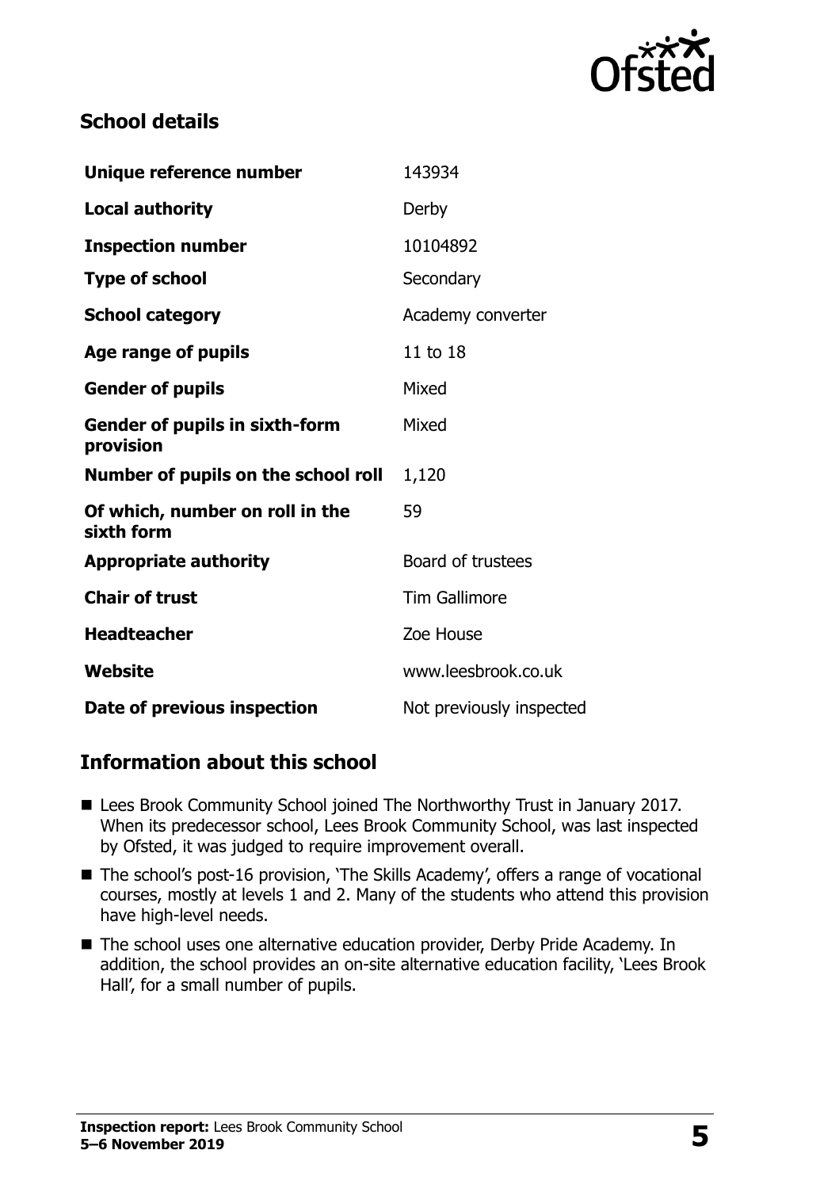## School details

| | |
|---|---|
| **Unique reference number** | 143934 |
| **Local authority** | Derby |
| **Inspection number** | 10104892 |
| **Type of school** | Secondary |
| **School category** | Academy converter |
| **Age range of pupils** | 11 to 18 |
| **Gender of pupils** | Mixed |
| **Gender of pupils in sixth-form provision** | Mixed |
| **Number of pupils on the school roll** | 1,120 |
| **Of which, number on roll in the sixth form** | 59 |
| **Appropriate authority** | Board of trustees |
| **Chair of trust** | Tim Gallimore |
| **Headteacher** | Zoe House |
| **Website** | www.leesbrook.co.uk |
| **Date of previous inspection** | Not previously inspected |

## Information about this school

- Lees Brook Community School joined The Northworthy Trust in January 2017. When its predecessor school, Lees Brook Community School, was last inspected by Ofsted, it was judged to require improvement overall.
- The school's post-16 provision, 'The Skills Academy', offers a range of vocational courses, mostly at levels 1 and 2. Many of the students who attend this provision have high-level needs.
- The school uses one alternative education provider, Derby Pride Academy. In addition, the school provides an on-site alternative education facility, 'Lees Brook Hall', for a small number of pupils.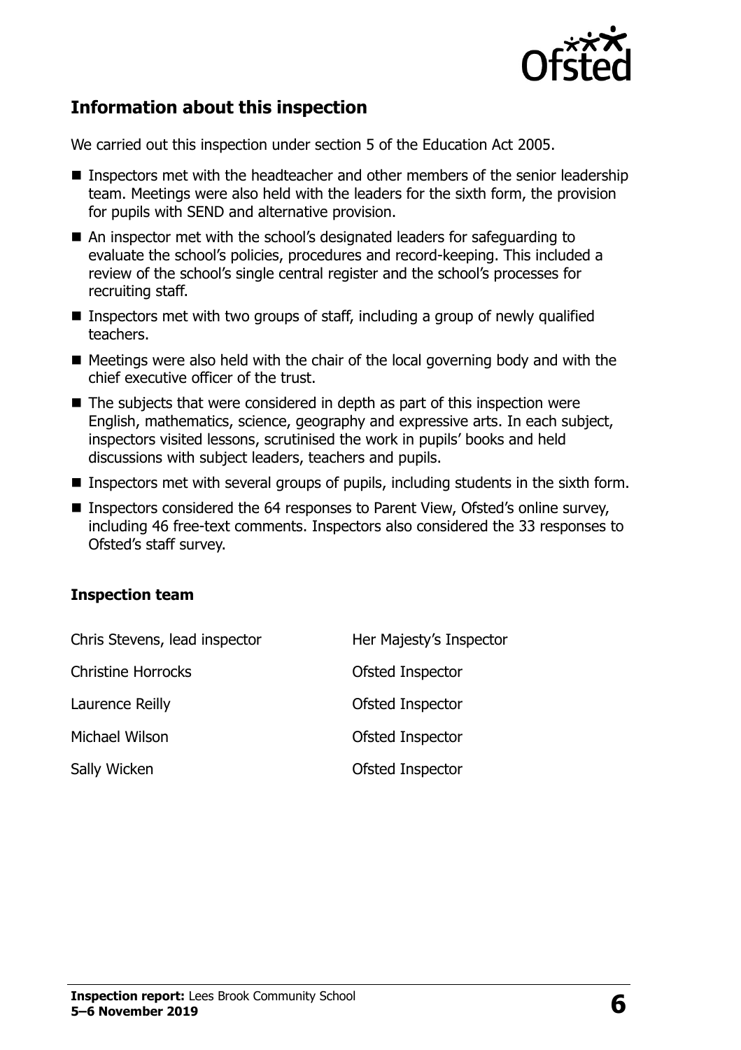## Information about this inspection

We carried out this inspection under section 5 of the Education Act 2005.

- Inspectors met with the headteacher and other members of the senior leadership team. Meetings were also held with the leaders for the sixth form, the provision for pupils with SEND and alternative provision.
- An inspector met with the school's designated leaders for safeguarding to evaluate the school's policies, procedures and record-keeping. This included a review of the school's single central register and the school's processes for recruiting staff.
- Inspectors met with two groups of staff, including a group of newly qualified teachers.
- Meetings were also held with the chair of the local governing body and with the chief executive officer of the trust.
- The subjects that were considered in depth as part of this inspection were English, mathematics, science, geography and expressive arts. In each subject, inspectors visited lessons, scrutinised the work in pupils' books and held discussions with subject leaders, teachers and pupils.
- Inspectors met with several groups of pupils, including students in the sixth form.
- Inspectors considered the 64 responses to Parent View, Ofsted's online survey, including 46 free-text comments. Inspectors also considered the 33 responses to Ofsted's staff survey.

### Inspection team

| | |
|---|---|
| Chris Stevens, lead inspector | Her Majesty's Inspector |
| Christine Horrocks | Ofsted Inspector |
| Laurence Reilly | Ofsted Inspector |
| Michael Wilson | Ofsted Inspector |
| Sally Wicken | Ofsted Inspector |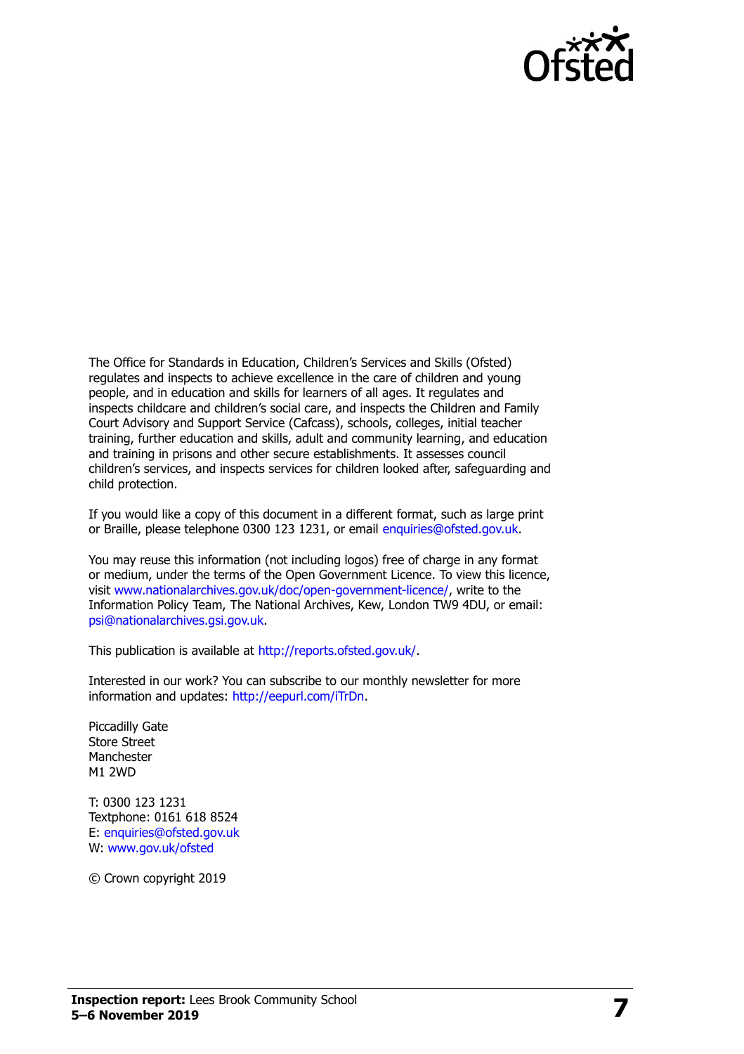The Office for Standards in Education, Children's Services and Skills (Ofsted) regulates and inspects to achieve excellence in the care of children and young people, and in education and skills for learners of all ages. It regulates and inspects childcare and children's social care, and inspects the Children and Family Court Advisory and Support Service (Cafcass), schools, colleges, initial teacher training, further education and skills, adult and community learning, and education and training in prisons and other secure establishments. It assesses council children's services, and inspects services for children looked after, safeguarding and child protection.

If you would like a copy of this document in a different format, such as large print or Braille, please telephone 0300 123 1231, or email enquiries@ofsted.gov.uk.

You may reuse this information (not including logos) free of charge in any format or medium, under the terms of the Open Government Licence. To view this licence, visit www.nationalarchives.gov.uk/doc/open-government-licence/, write to the Information Policy Team, The National Archives, Kew, London TW9 4DU, or email: psi@nationalarchives.gsi.gov.uk.

This publication is available at http://reports.ofsted.gov.uk/.

Interested in our work? You can subscribe to our monthly newsletter for more information and updates: http://eepurl.com/iTrDn.

Piccadilly Gate
Store Street
Manchester
M1 2WD

T: 0300 123 1231
Textphone: 0161 618 8524
E: enquiries@ofsted.gov.uk
W: www.gov.uk/ofsted

© Crown copyright 2019